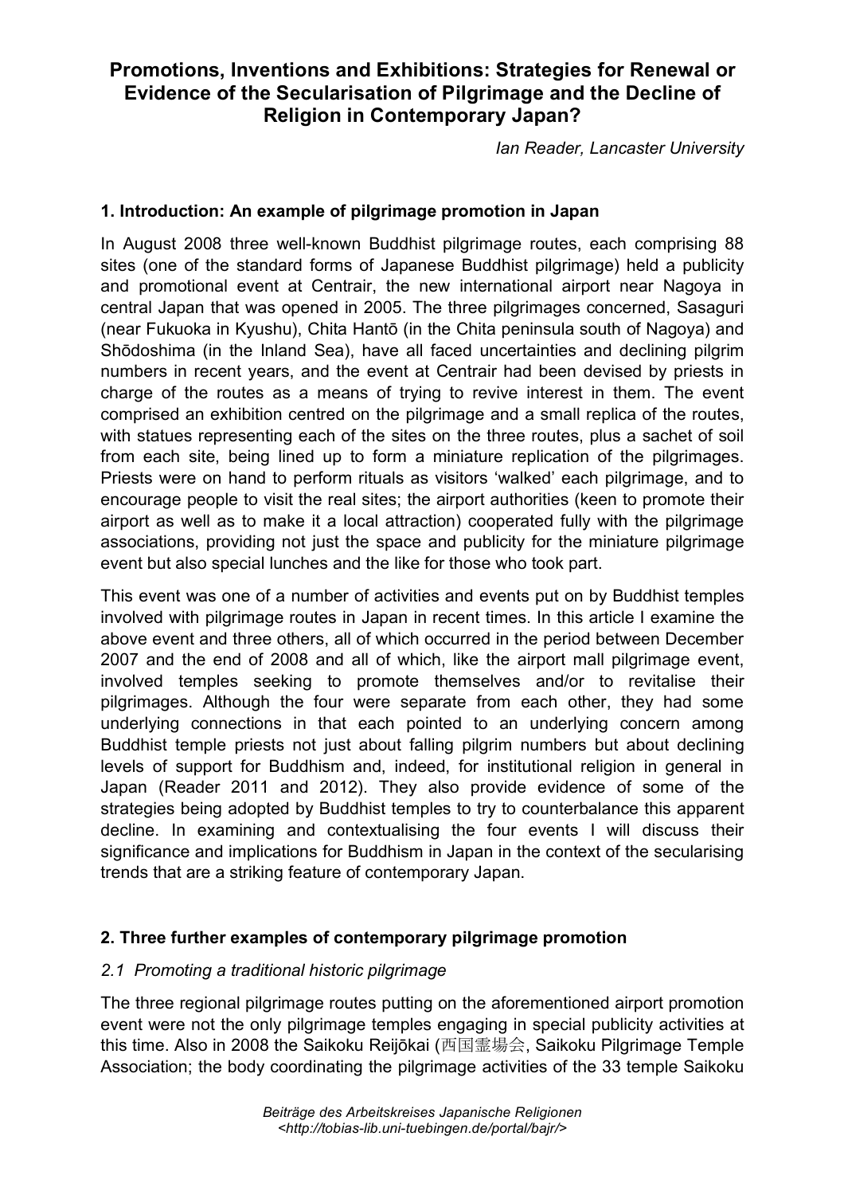# Promotions, Inventions and Exhibitions: Strategies for Renewal or Evidence of the Secularisation of Pilgrimage and the Decline of Religion in Contemporary Japan?

*Ian Reader, Lancaster University*

## 1. Introduction: An example of pilgrimage promotion in Japan

In August 2008 three well-known Buddhist pilgrimage routes, each comprising 88 sites (one of the standard forms of Japanese Buddhist pilgrimage) held a publicity and promotional event at Centrair, the new international airport near Nagoya in central Japan that was opened in 2005. The three pilgrimages concerned, Sasaguri (near Fukuoka in Kyushu), Chita Hantō (in the Chita peninsula south of Nagoya) and Shōdoshima (in the Inland Sea), have all faced uncertainties and declining pilgrim numbers in recent years, and the event at Centrair had been devised by priests in charge of the routes as a means of trying to revive interest in them. The event comprised an exhibition centred on the pilgrimage and a small replica of the routes, with statues representing each of the sites on the three routes, plus a sachet of soil from each site, being lined up to form a miniature replication of the pilgrimages. Priests were on hand to perform rituals as visitors 'walked' each pilgrimage, and to encourage people to visit the real sites; the airport authorities (keen to promote their airport as well as to make it a local attraction) cooperated fully with the pilgrimage associations, providing not just the space and publicity for the miniature pilgrimage event but also special lunches and the like for those who took part.

This event was one of a number of activities and events put on by Buddhist temples involved with pilgrimage routes in Japan in recent times. In this article I examine the above event and three others, all of which occurred in the period between December 2007 and the end of 2008 and all of which, like the airport mall pilgrimage event, involved temples seeking to promote themselves and/or to revitalise their pilgrimages. Although the four were separate from each other, they had some underlying connections in that each pointed to an underlying concern among Buddhist temple priests not just about falling pilgrim numbers but about declining levels of support for Buddhism and, indeed, for institutional religion in general in Japan (Reader 2011 and 2012). They also provide evidence of some of the strategies being adopted by Buddhist temples to try to counterbalance this apparent decline. In examining and contextualising the four events I will discuss their significance and implications for Buddhism in Japan in the context of the secularising trends that are a striking feature of contemporary Japan.

## 2. Three further examples of contemporary pilgrimage promotion

### *2.1 Promoting a traditional historic pilgrimage*

The three regional pilgrimage routes putting on the aforementioned airport promotion event were not the only pilgrimage temples engaging in special publicity activities at this time. Also in 2008 the Saikoku Reijōkai (西国霊場会, Saikoku Pilgrimage Temple Association; the body coordinating the pilgrimage activities of the 33 temple Saikoku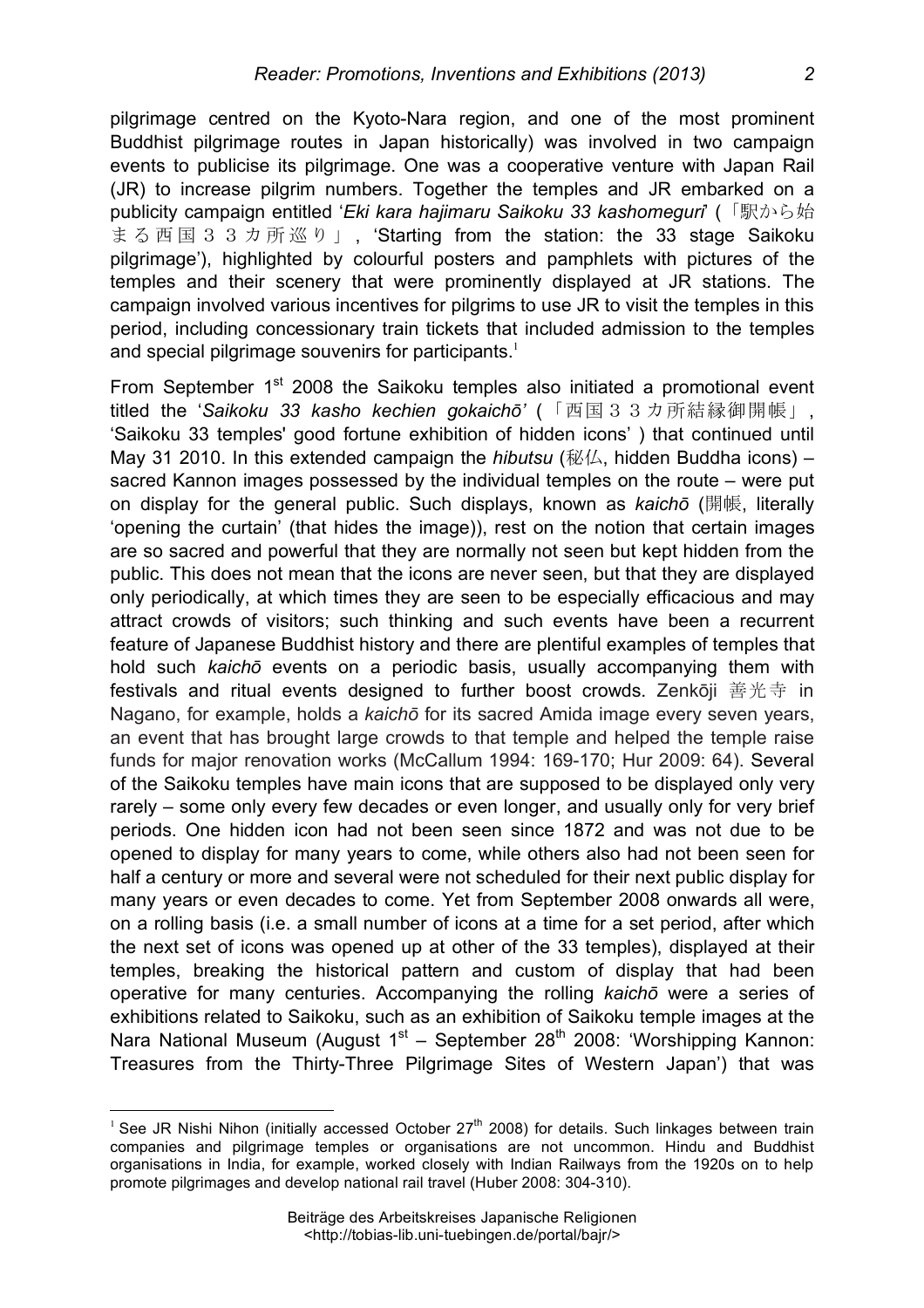pilgrimage centred on the Kyoto-Nara region, and one of the most prominent Buddhist pilgrimage routes in Japan historically) was involved in two campaign events to publicise its pilgrimage. One was a cooperative venture with Japan Rail (JR) to increase pilgrim numbers. Together the temples and JR embarked on a publicity campaign entitled '*Eki kara hajimaru Saikoku 33 kashomeguri*' (「駅から始まる西国３３カ所巡り」, 'Starting from the station: the 33 stage Saikoku pilgrimage'), highlighted by colourful posters and pamphlets with pictures of the temples and their scenery that were prominently displayed at JR stations. The campaign involved various incentives for pilgrims to use JR to visit the temples in this period, including concessionary train tickets that included admission to the temples and special pilgrimage souvenirs for participants.[1]

From September 1st 2008 the Saikoku temples also initiated a promotional event titled the '*Saikoku 33 kasho kechien gokaichō'* (「西国３３カ所結縁御開帳」, 'Saikoku 33 temples' good fortune exhibition of hidden icons' ) that continued until May 31 2010. In this extended campaign the *hibutsu* (秘仏, hidden Buddha icons) – sacred Kannon images possessed by the individual temples on the route – were put on display for the general public. Such displays, known as *kaichō* (開帳, literally 'opening the curtain' (that hides the image)), rest on the notion that certain images are so sacred and powerful that they are normally not seen but kept hidden from the public. This does not mean that the icons are never seen, but that they are displayed only periodically, at which times they are seen to be especially efficacious and may attract crowds of visitors; such thinking and such events have been a recurrent feature of Japanese Buddhist history and there are plentiful examples of temples that hold such *kaichō* events on a periodic basis, usually accompanying them with festivals and ritual events designed to further boost crowds. Zenkōji 善光寺 in Nagano, for example, holds a *kaichō* for its sacred Amida image every seven years, an event that has brought large crowds to that temple and helped the temple raise funds for major renovation works (McCallum 1994: 169-170; Hur 2009: 64). Several of the Saikoku temples have main icons that are supposed to be displayed only very rarely – some only every few decades or even longer, and usually only for very brief periods. One hidden icon had not been seen since 1872 and was not due to be opened to display for many years to come, while others also had not been seen for half a century or more and several were not scheduled for their next public display for many years or even decades to come. Yet from September 2008 onwards all were, on a rolling basis (i.e. a small number of icons at a time for a set period, after which the next set of icons was opened up at other of the 33 temples), displayed at their temples, breaking the historical pattern and custom of display that had been operative for many centuries. Accompanying the rolling *kaichō* were a series of exhibitions related to Saikoku, such as an exhibition of Saikoku temple images at the Nara National Museum (August 1st – September 28th 2008: 'Worshipping Kannon: Treasures from the Thirty-Three Pilgrimage Sites of Western Japan') that was

---

[1] See JR Nishi Nihon (initially accessed October 27th 2008) for details. Such linkages between train companies and pilgrimage temples or organisations are not uncommon. Hindu and Buddhist organisations in India, for example, worked closely with Indian Railways from the 1920s on to help promote pilgrimages and develop national rail travel (Huber 2008: 304-310).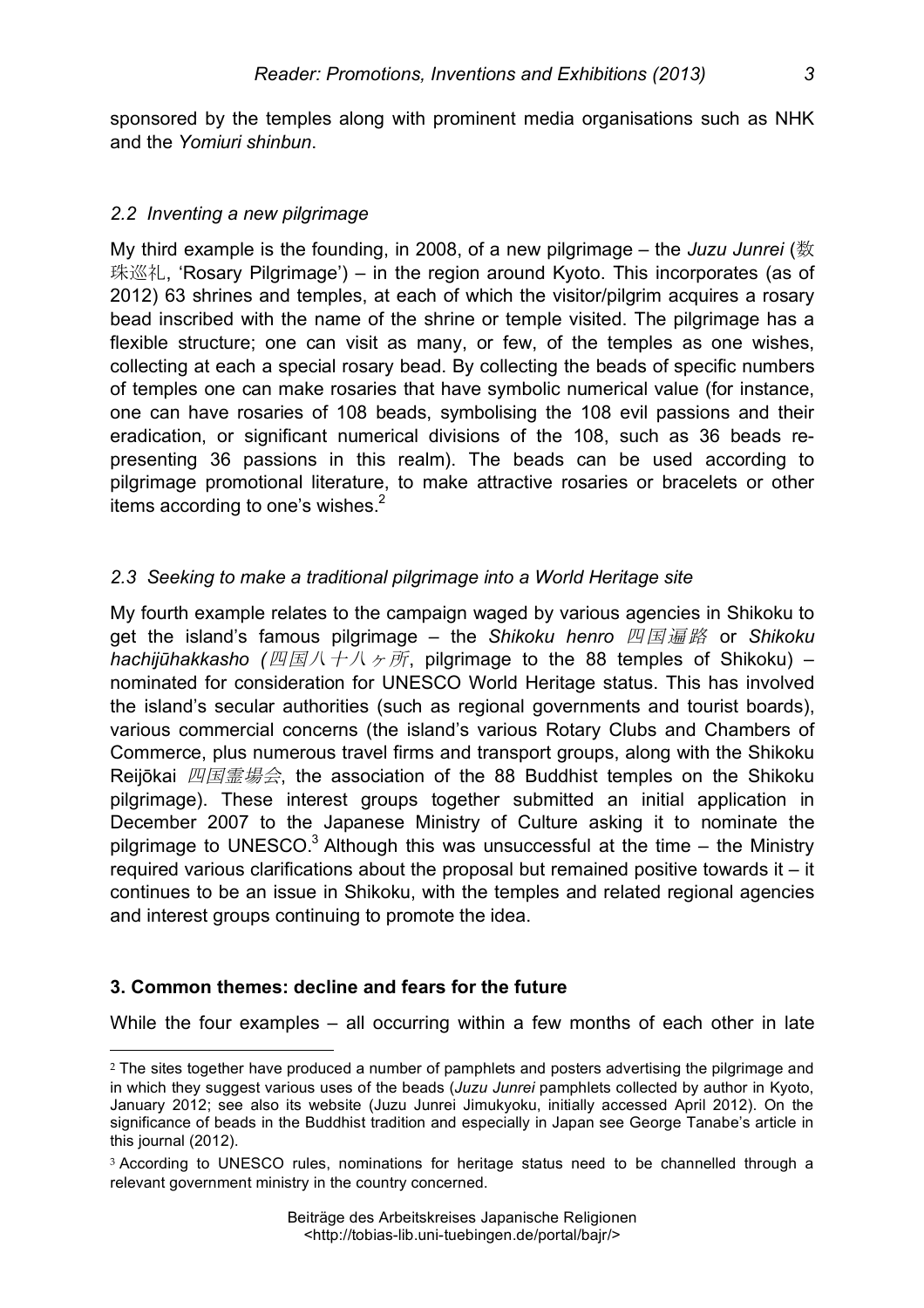sponsored by the temples along with prominent media organisations such as NHK and the *Yomiuri shinbun*.

### *2.2 Inventing a new pilgrimage*

My third example is the founding, in 2008, of a new pilgrimage – the *Juzu Junrei* (数珠巡礼, 'Rosary Pilgrimage') – in the region around Kyoto. This incorporates (as of 2012) 63 shrines and temples, at each of which the visitor/pilgrim acquires a rosary bead inscribed with the name of the shrine or temple visited. The pilgrimage has a flexible structure; one can visit as many, or few, of the temples as one wishes, collecting at each a special rosary bead. By collecting the beads of specific numbers of temples one can make rosaries that have symbolic numerical value (for instance, one can have rosaries of 108 beads, symbolising the 108 evil passions and their eradication, or significant numerical divisions of the 108, such as 36 beads representing 36 passions in this realm). The beads can be used according to pilgrimage promotional literature, to make attractive rosaries or bracelets or other items according to one's wishes.[2]

### *2.3 Seeking to make a traditional pilgrimage into a World Heritage site*

My fourth example relates to the campaign waged by various agencies in Shikoku to get the island's famous pilgrimage – the *Shikoku henro* 四国遍路 or *Shikoku hachijūhakkasho* (四国八十八ヶ所, pilgrimage to the 88 temples of Shikoku) – nominated for consideration for UNESCO World Heritage status. This has involved the island's secular authorities (such as regional governments and tourist boards), various commercial concerns (the island's various Rotary Clubs and Chambers of Commerce, plus numerous travel firms and transport groups, along with the Shikoku Reijōkai 四国霊場会, the association of the 88 Buddhist temples on the Shikoku pilgrimage). These interest groups together submitted an initial application in December 2007 to the Japanese Ministry of Culture asking it to nominate the pilgrimage to UNESCO.[3] Although this was unsuccessful at the time – the Ministry required various clarifications about the proposal but remained positive towards it – it continues to be an issue in Shikoku, with the temples and related regional agencies and interest groups continuing to promote the idea.

## 3. Common themes: decline and fears for the future

While the four examples – all occurring within a few months of each other in late

---

[2] The sites together have produced a number of pamphlets and posters advertising the pilgrimage and in which they suggest various uses of the beads (*Juzu Junrei* pamphlets collected by author in Kyoto, January 2012; see also its website (Juzu Junrei Jimukyoku, initially accessed April 2012). On the significance of beads in the Buddhist tradition and especially in Japan see George Tanabe's article in this journal (2012).

[3] According to UNESCO rules, nominations for heritage status need to be channelled through a relevant government ministry in the country concerned.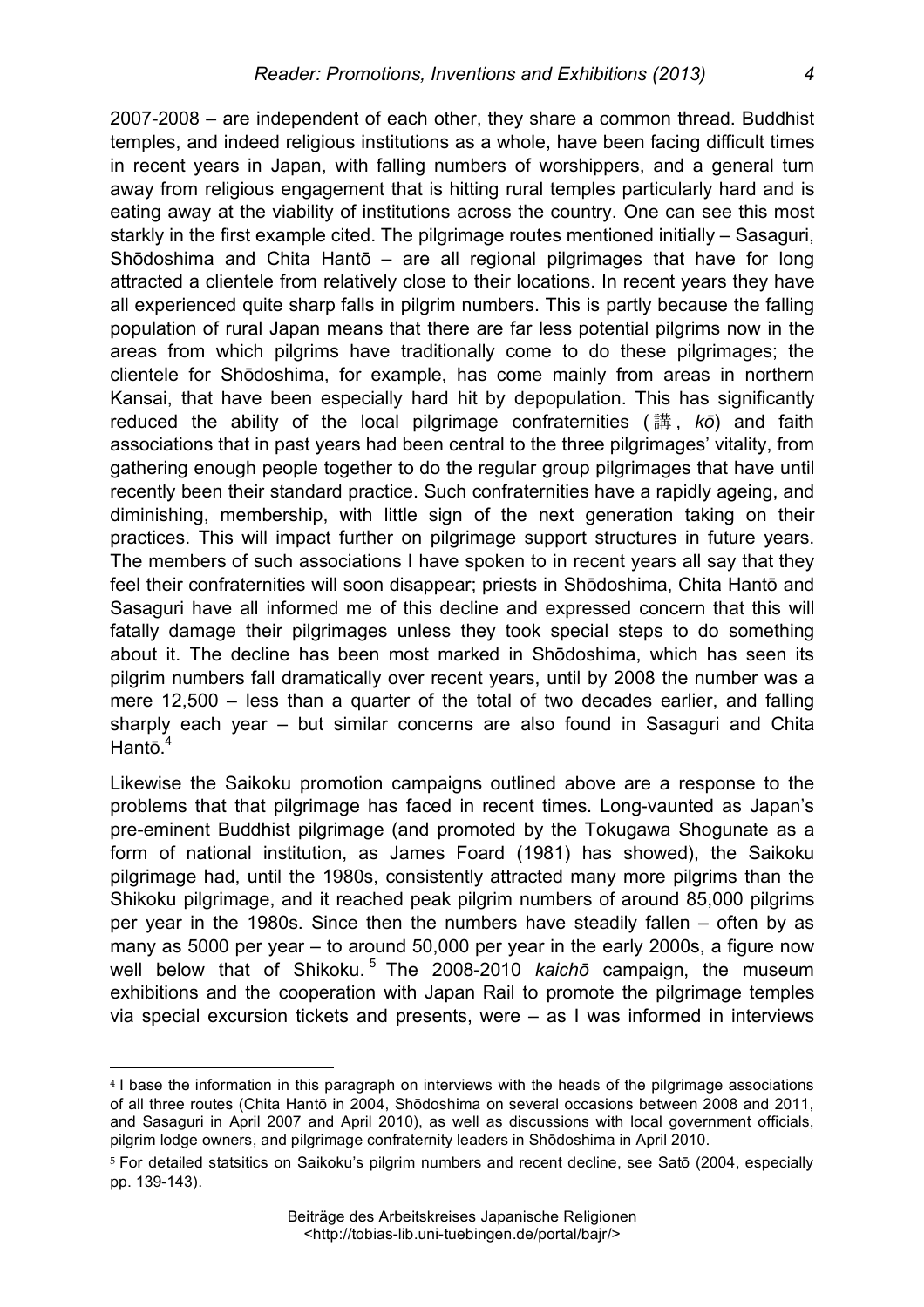2007-2008 – are independent of each other, they share a common thread. Buddhist temples, and indeed religious institutions as a whole, have been facing difficult times in recent years in Japan, with falling numbers of worshippers, and a general turn away from religious engagement that is hitting rural temples particularly hard and is eating away at the viability of institutions across the country. One can see this most starkly in the first example cited. The pilgrimage routes mentioned initially – Sasaguri, Shōdoshima and Chita Hantō – are all regional pilgrimages that have for long attracted a clientele from relatively close to their locations. In recent years they have all experienced quite sharp falls in pilgrim numbers. This is partly because the falling population of rural Japan means that there are far less potential pilgrims now in the areas from which pilgrims have traditionally come to do these pilgrimages; the clientele for Shōdoshima, for example, has come mainly from areas in northern Kansai, that have been especially hard hit by depopulation. This has significantly reduced the ability of the local pilgrimage confraternities (講, *kō*) and faith associations that in past years had been central to the three pilgrimages' vitality, from gathering enough people together to do the regular group pilgrimages that have until recently been their standard practice. Such confraternities have a rapidly ageing, and diminishing, membership, with little sign of the next generation taking on their practices. This will impact further on pilgrimage support structures in future years. The members of such associations I have spoken to in recent years all say that they feel their confraternities will soon disappear; priests in Shōdoshima, Chita Hantō and Sasaguri have all informed me of this decline and expressed concern that this will fatally damage their pilgrimages unless they took special steps to do something about it. The decline has been most marked in Shōdoshima, which has seen its pilgrim numbers fall dramatically over recent years, until by 2008 the number was a mere 12,500 – less than a quarter of the total of two decades earlier, and falling sharply each year – but similar concerns are also found in Sasaguri and Chita Hantō.[4]

Likewise the Saikoku promotion campaigns outlined above are a response to the problems that that pilgrimage has faced in recent times. Long-vaunted as Japan's pre-eminent Buddhist pilgrimage (and promoted by the Tokugawa Shogunate as a form of national institution, as James Foard (1981) has showed), the Saikoku pilgrimage had, until the 1980s, consistently attracted many more pilgrims than the Shikoku pilgrimage, and it reached peak pilgrim numbers of around 85,000 pilgrims per year in the 1980s. Since then the numbers have steadily fallen – often by as many as 5000 per year – to around 50,000 per year in the early 2000s, a figure now well below that of Shikoku.[5] The 2008-2010 *kaichō* campaign, the museum exhibitions and the cooperation with Japan Rail to promote the pilgrimage temples via special excursion tickets and presents, were – as I was informed in interviews

---

[4] I base the information in this paragraph on interviews with the heads of the pilgrimage associations of all three routes (Chita Hantō in 2004, Shōdoshima on several occasions between 2008 and 2011, and Sasaguri in April 2007 and April 2010), as well as discussions with local government officials, pilgrim lodge owners, and pilgrimage confraternity leaders in Shōdoshima in April 2010.

[5] For detailed statsitics on Saikoku's pilgrim numbers and recent decline, see Satō (2004, especially pp. 139-143).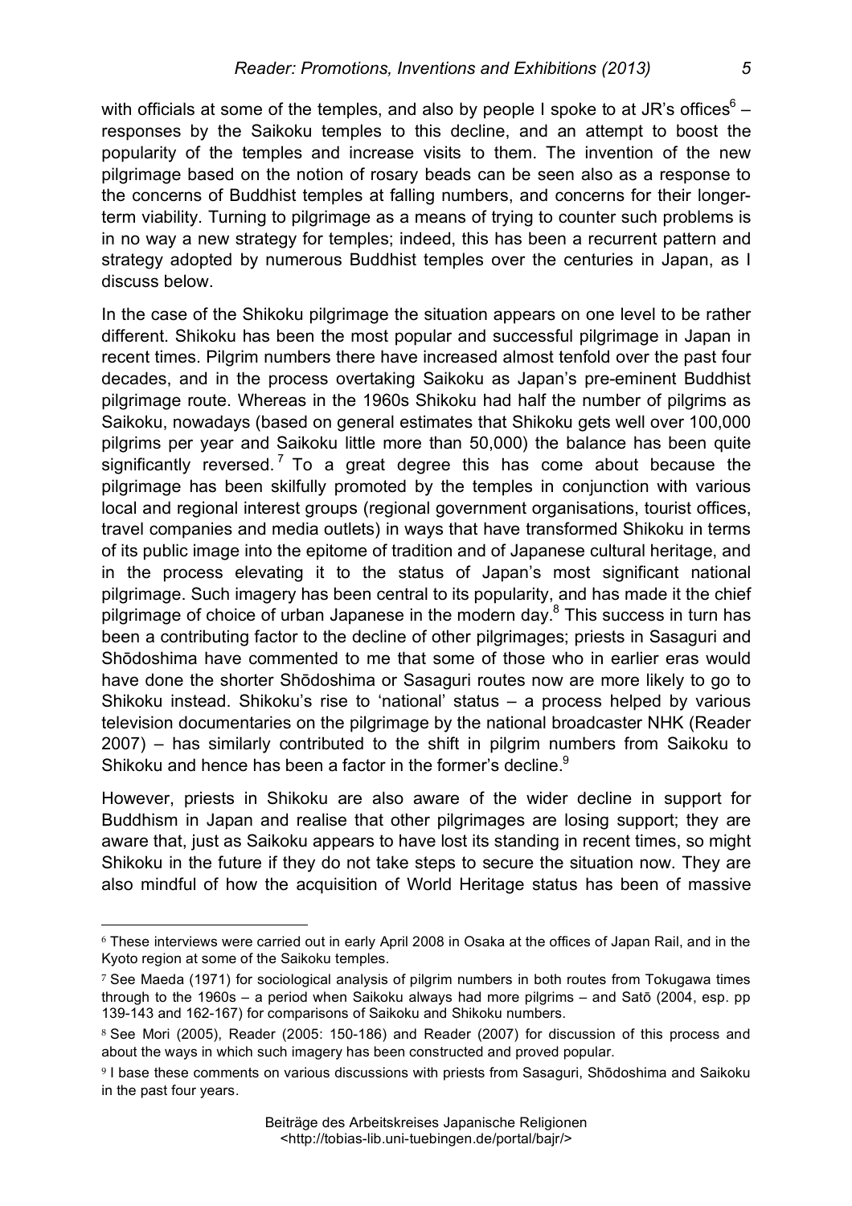with officials at some of the temples, and also by people I spoke to at JR's offices[6] – responses by the Saikoku temples to this decline, and an attempt to boost the popularity of the temples and increase visits to them. The invention of the new pilgrimage based on the notion of rosary beads can be seen also as a response to the concerns of Buddhist temples at falling numbers, and concerns for their longer-term viability. Turning to pilgrimage as a means of trying to counter such problems is in no way a new strategy for temples; indeed, this has been a recurrent pattern and strategy adopted by numerous Buddhist temples over the centuries in Japan, as I discuss below.

In the case of the Shikoku pilgrimage the situation appears on one level to be rather different. Shikoku has been the most popular and successful pilgrimage in Japan in recent times. Pilgrim numbers there have increased almost tenfold over the past four decades, and in the process overtaking Saikoku as Japan's pre-eminent Buddhist pilgrimage route. Whereas in the 1960s Shikoku had half the number of pilgrims as Saikoku, nowadays (based on general estimates that Shikoku gets well over 100,000 pilgrims per year and Saikoku little more than 50,000) the balance has been quite significantly reversed.[7] To a great degree this has come about because the pilgrimage has been skilfully promoted by the temples in conjunction with various local and regional interest groups (regional government organisations, tourist offices, travel companies and media outlets) in ways that have transformed Shikoku in terms of its public image into the epitome of tradition and of Japanese cultural heritage, and in the process elevating it to the status of Japan's most significant national pilgrimage. Such imagery has been central to its popularity, and has made it the chief pilgrimage of choice of urban Japanese in the modern day.[8] This success in turn has been a contributing factor to the decline of other pilgrimages; priests in Sasaguri and Shōdoshima have commented to me that some of those who in earlier eras would have done the shorter Shōdoshima or Sasaguri routes now are more likely to go to Shikoku instead. Shikoku's rise to 'national' status – a process helped by various television documentaries on the pilgrimage by the national broadcaster NHK (Reader 2007) – has similarly contributed to the shift in pilgrim numbers from Saikoku to Shikoku and hence has been a factor in the former's decline.[9]

However, priests in Shikoku are also aware of the wider decline in support for Buddhism in Japan and realise that other pilgrimages are losing support; they are aware that, just as Saikoku appears to have lost its standing in recent times, so might Shikoku in the future if they do not take steps to secure the situation now. They are also mindful of how the acquisition of World Heritage status has been of massive

---

[6] These interviews were carried out in early April 2008 in Osaka at the offices of Japan Rail, and in the Kyoto region at some of the Saikoku temples.

[7] See Maeda (1971) for sociological analysis of pilgrim numbers in both routes from Tokugawa times through to the 1960s – a period when Saikoku always had more pilgrims – and Satō (2004, esp. pp 139-143 and 162-167) for comparisons of Saikoku and Shikoku numbers.

[8] See Mori (2005), Reader (2005: 150-186) and Reader (2007) for discussion of this process and about the ways in which such imagery has been constructed and proved popular.

[9] I base these comments on various discussions with priests from Sasaguri, Shōdoshima and Saikoku in the past four years.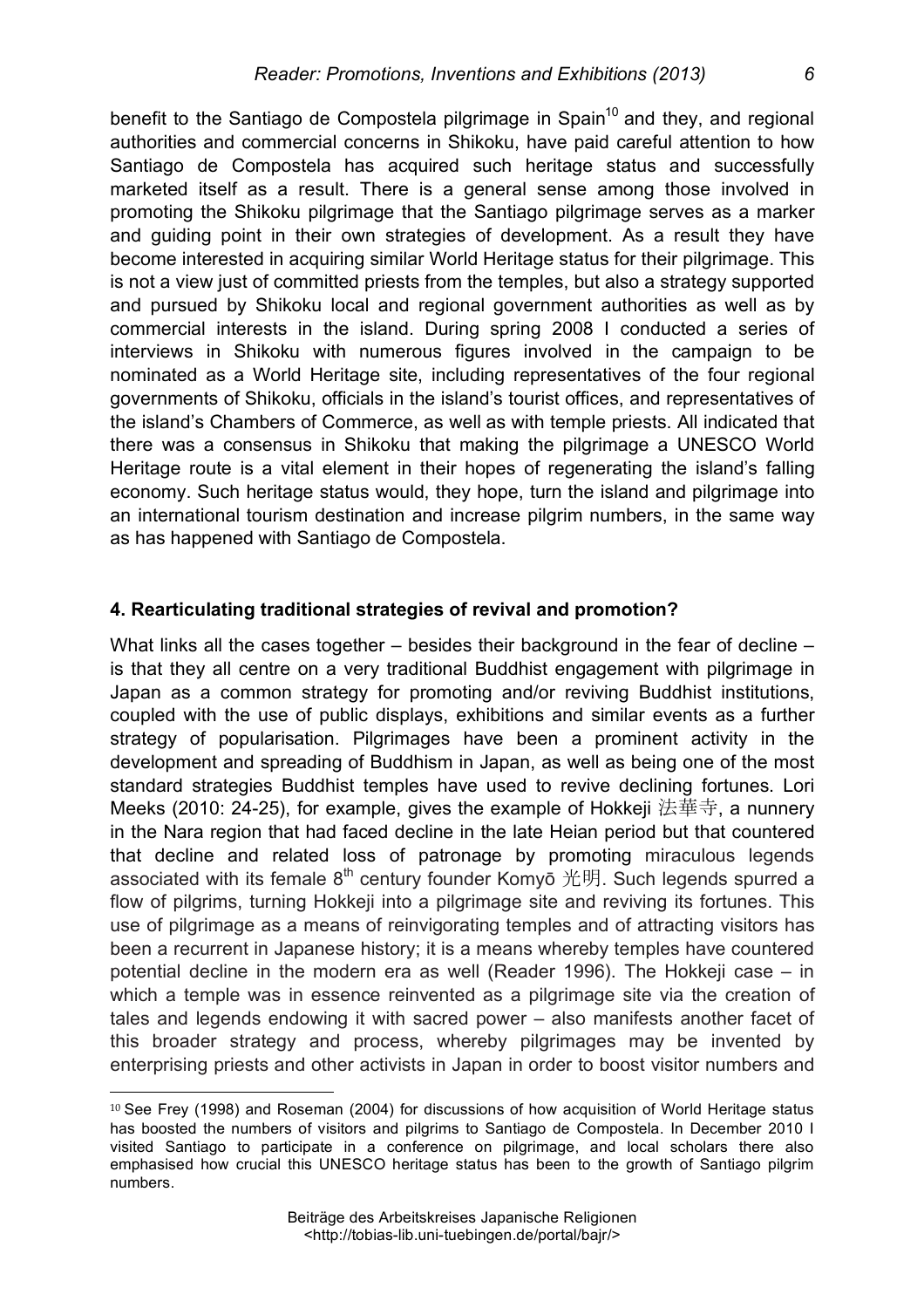benefit to the Santiago de Compostela pilgrimage in Spain[10] and they, and regional authorities and commercial concerns in Shikoku, have paid careful attention to how Santiago de Compostela has acquired such heritage status and successfully marketed itself as a result. There is a general sense among those involved in promoting the Shikoku pilgrimage that the Santiago pilgrimage serves as a marker and guiding point in their own strategies of development. As a result they have become interested in acquiring similar World Heritage status for their pilgrimage. This is not a view just of committed priests from the temples, but also a strategy supported and pursued by Shikoku local and regional government authorities as well as by commercial interests in the island. During spring 2008 I conducted a series of interviews in Shikoku with numerous figures involved in the campaign to be nominated as a World Heritage site, including representatives of the four regional governments of Shikoku, officials in the island's tourist offices, and representatives of the island's Chambers of Commerce, as well as with temple priests. All indicated that there was a consensus in Shikoku that making the pilgrimage a UNESCO World Heritage route is a vital element in their hopes of regenerating the island's falling economy. Such heritage status would, they hope, turn the island and pilgrimage into an international tourism destination and increase pilgrim numbers, in the same way as has happened with Santiago de Compostela.

## 4. Rearticulating traditional strategies of revival and promotion?

What links all the cases together – besides their background in the fear of decline – is that they all centre on a very traditional Buddhist engagement with pilgrimage in Japan as a common strategy for promoting and/or reviving Buddhist institutions, coupled with the use of public displays, exhibitions and similar events as a further strategy of popularisation. Pilgrimages have been a prominent activity in the development and spreading of Buddhism in Japan, as well as being one of the most standard strategies Buddhist temples have used to revive declining fortunes. Lori Meeks (2010: 24-25), for example, gives the example of Hokkeji 法華寺, a nunnery in the Nara region that had faced decline in the late Heian period but that countered that decline and related loss of patronage by promoting miraculous legends associated with its female 8th century founder Komyō 光明. Such legends spurred a flow of pilgrims, turning Hokkeji into a pilgrimage site and reviving its fortunes. This use of pilgrimage as a means of reinvigorating temples and of attracting visitors has been a recurrent in Japanese history; it is a means whereby temples have countered potential decline in the modern era as well (Reader 1996). The Hokkeji case – in which a temple was in essence reinvented as a pilgrimage site via the creation of tales and legends endowing it with sacred power – also manifests another facet of this broader strategy and process, whereby pilgrimages may be invented by enterprising priests and other activists in Japan in order to boost visitor numbers and

---

[10] See Frey (1998) and Roseman (2004) for discussions of how acquisition of World Heritage status has boosted the numbers of visitors and pilgrims to Santiago de Compostela. In December 2010 I visited Santiago to participate in a conference on pilgrimage, and local scholars there also emphasised how crucial this UNESCO heritage status has been to the growth of Santiago pilgrim numbers.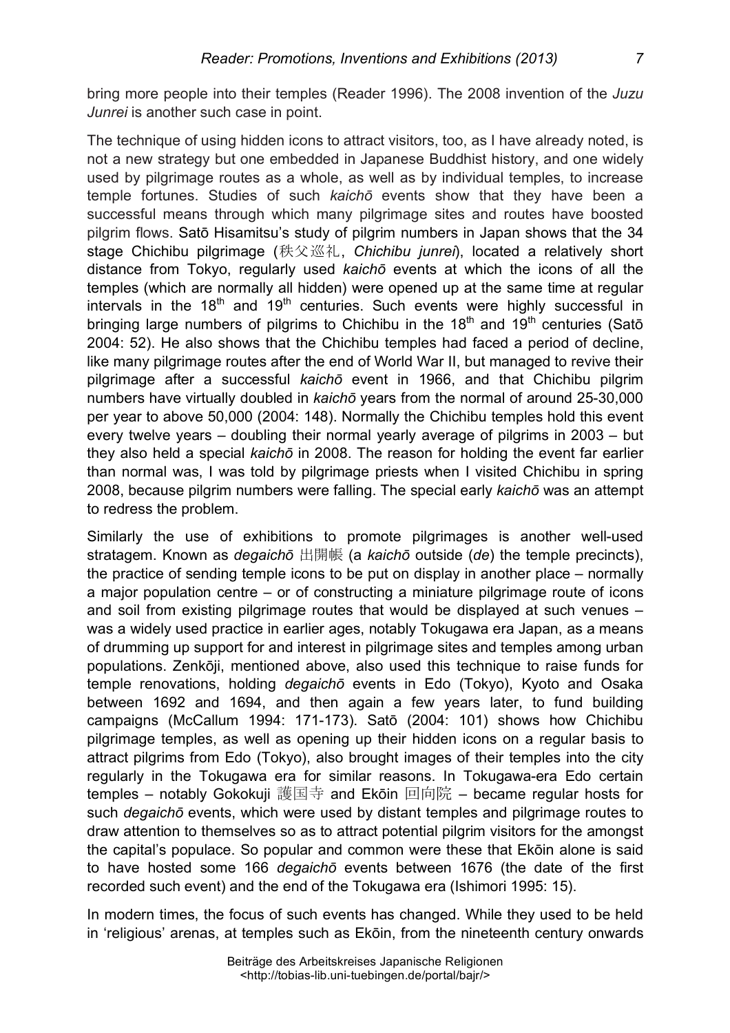bring more people into their temples (Reader 1996). The 2008 invention of the *Juzu Junrei* is another such case in point.

The technique of using hidden icons to attract visitors, too, as I have already noted, is not a new strategy but one embedded in Japanese Buddhist history, and one widely used by pilgrimage routes as a whole, as well as by individual temples, to increase temple fortunes. Studies of such *kaichō* events show that they have been a successful means through which many pilgrimage sites and routes have boosted pilgrim flows. Satō Hisamitsu's study of pilgrim numbers in Japan shows that the 34 stage Chichibu pilgrimage (秩父巡礼, *Chichibu junrei*), located a relatively short distance from Tokyo, regularly used *kaichō* events at which the icons of all the temples (which are normally all hidden) were opened up at the same time at regular intervals in the 18th and 19th centuries. Such events were highly successful in bringing large numbers of pilgrims to Chichibu in the 18th and 19th centuries (Satō 2004: 52). He also shows that the Chichibu temples had faced a period of decline, like many pilgrimage routes after the end of World War II, but managed to revive their pilgrimage after a successful *kaichō* event in 1966, and that Chichibu pilgrim numbers have virtually doubled in *kaichō* years from the normal of around 25-30,000 per year to above 50,000 (2004: 148). Normally the Chichibu temples hold this event every twelve years – doubling their normal yearly average of pilgrims in 2003 – but they also held a special *kaichō* in 2008. The reason for holding the event far earlier than normal was, I was told by pilgrimage priests when I visited Chichibu in spring 2008, because pilgrim numbers were falling. The special early *kaichō* was an attempt to redress the problem.

Similarly the use of exhibitions to promote pilgrimages is another well-used stratagem. Known as *degaichō* 出開帳 (a *kaichō* outside (*de*) the temple precincts), the practice of sending temple icons to be put on display in another place – normally a major population centre – or of constructing a miniature pilgrimage route of icons and soil from existing pilgrimage routes that would be displayed at such venues – was a widely used practice in earlier ages, notably Tokugawa era Japan, as a means of drumming up support for and interest in pilgrimage sites and temples among urban populations. Zenkōji, mentioned above, also used this technique to raise funds for temple renovations, holding *degaichō* events in Edo (Tokyo), Kyoto and Osaka between 1692 and 1694, and then again a few years later, to fund building campaigns (McCallum 1994: 171-173). Satō (2004: 101) shows how Chichibu pilgrimage temples, as well as opening up their hidden icons on a regular basis to attract pilgrims from Edo (Tokyo), also brought images of their temples into the city regularly in the Tokugawa era for similar reasons. In Tokugawa-era Edo certain temples – notably Gokokuji 護国寺 and Ekōin 回向院 – became regular hosts for such *degaichō* events, which were used by distant temples and pilgrimage routes to draw attention to themselves so as to attract potential pilgrim visitors for the amongst the capital's populace. So popular and common were these that Ekōin alone is said to have hosted some 166 *degaichō* events between 1676 (the date of the first recorded such event) and the end of the Tokugawa era (Ishimori 1995: 15).

In modern times, the focus of such events has changed. While they used to be held in 'religious' arenas, at temples such as Ekōin, from the nineteenth century onwards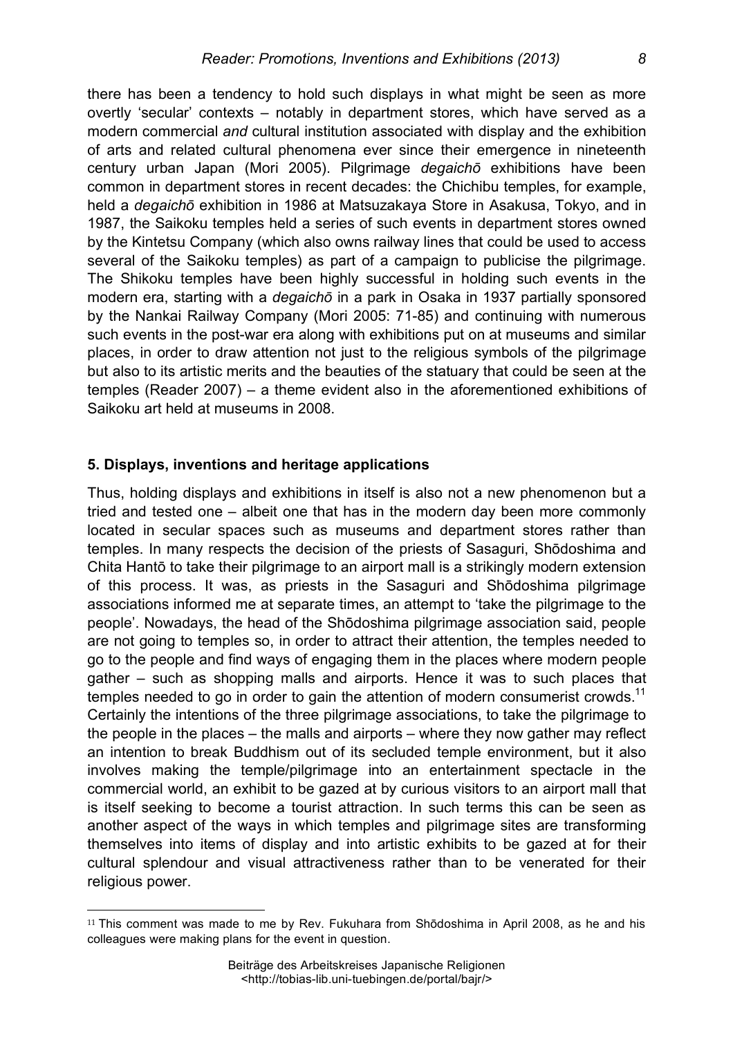there has been a tendency to hold such displays in what might be seen as more overtly 'secular' contexts – notably in department stores, which have served as a modern commercial *and* cultural institution associated with display and the exhibition of arts and related cultural phenomena ever since their emergence in nineteenth century urban Japan (Mori 2005). Pilgrimage *degaichō* exhibitions have been common in department stores in recent decades: the Chichibu temples, for example, held a *degaichō* exhibition in 1986 at Matsuzakaya Store in Asakusa, Tokyo, and in 1987, the Saikoku temples held a series of such events in department stores owned by the Kintetsu Company (which also owns railway lines that could be used to access several of the Saikoku temples) as part of a campaign to publicise the pilgrimage. The Shikoku temples have been highly successful in holding such events in the modern era, starting with a *degaichō* in a park in Osaka in 1937 partially sponsored by the Nankai Railway Company (Mori 2005: 71-85) and continuing with numerous such events in the post-war era along with exhibitions put on at museums and similar places, in order to draw attention not just to the religious symbols of the pilgrimage but also to its artistic merits and the beauties of the statuary that could be seen at the temples (Reader 2007) – a theme evident also in the aforementioned exhibitions of Saikoku art held at museums in 2008.

## 5. Displays, inventions and heritage applications

Thus, holding displays and exhibitions in itself is also not a new phenomenon but a tried and tested one – albeit one that has in the modern day been more commonly located in secular spaces such as museums and department stores rather than temples. In many respects the decision of the priests of Sasaguri, Shōdoshima and Chita Hantō to take their pilgrimage to an airport mall is a strikingly modern extension of this process. It was, as priests in the Sasaguri and Shōdoshima pilgrimage associations informed me at separate times, an attempt to 'take the pilgrimage to the people'. Nowadays, the head of the Shōdoshima pilgrimage association said, people are not going to temples so, in order to attract their attention, the temples needed to go to the people and find ways of engaging them in the places where modern people gather – such as shopping malls and airports. Hence it was to such places that temples needed to go in order to gain the attention of modern consumerist crowds.[11] Certainly the intentions of the three pilgrimage associations, to take the pilgrimage to the people in the places – the malls and airports – where they now gather may reflect an intention to break Buddhism out of its secluded temple environment, but it also involves making the temple/pilgrimage into an entertainment spectacle in the commercial world, an exhibit to be gazed at by curious visitors to an airport mall that is itself seeking to become a tourist attraction. In such terms this can be seen as another aspect of the ways in which temples and pilgrimage sites are transforming themselves into items of display and into artistic exhibits to be gazed at for their cultural splendour and visual attractiveness rather than to be venerated for their religious power.

[11] This comment was made to me by Rev. Fukuhara from Shōdoshima in April 2008, as he and his colleagues were making plans for the event in question.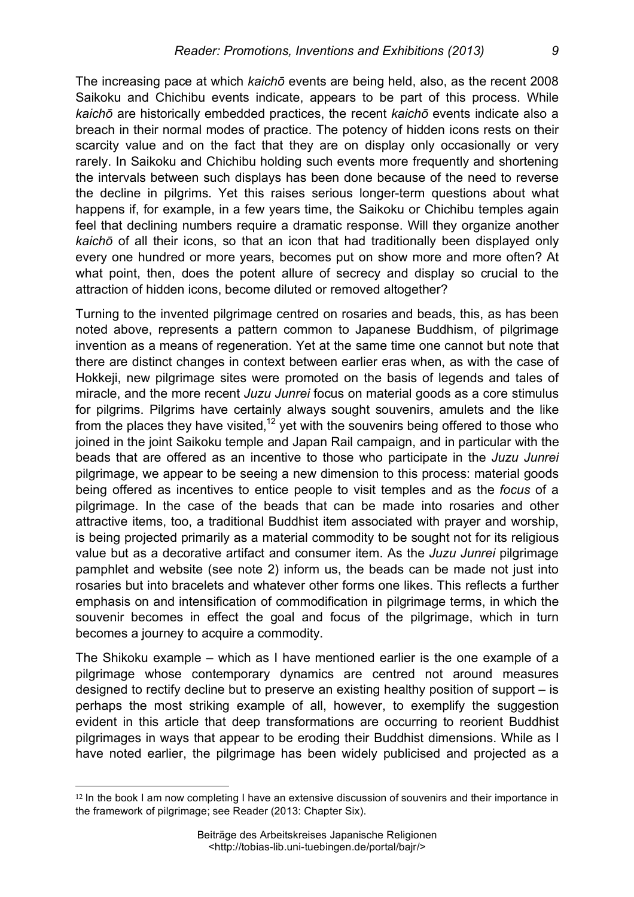The increasing pace at which *kaichō* events are being held, also, as the recent 2008 Saikoku and Chichibu events indicate, appears to be part of this process. While *kaichō* are historically embedded practices, the recent *kaichō* events indicate also a breach in their normal modes of practice. The potency of hidden icons rests on their scarcity value and on the fact that they are on display only occasionally or very rarely. In Saikoku and Chichibu holding such events more frequently and shortening the intervals between such displays has been done because of the need to reverse the decline in pilgrims. Yet this raises serious longer-term questions about what happens if, for example, in a few years time, the Saikoku or Chichibu temples again feel that declining numbers require a dramatic response. Will they organize another *kaichō* of all their icons, so that an icon that had traditionally been displayed only every one hundred or more years, becomes put on show more and more often? At what point, then, does the potent allure of secrecy and display so crucial to the attraction of hidden icons, become diluted or removed altogether?

Turning to the invented pilgrimage centred on rosaries and beads, this, as has been noted above, represents a pattern common to Japanese Buddhism, of pilgrimage invention as a means of regeneration. Yet at the same time one cannot but note that there are distinct changes in context between earlier eras when, as with the case of Hokkeji, new pilgrimage sites were promoted on the basis of legends and tales of miracle, and the more recent *Juzu Junrei* focus on material goods as a core stimulus for pilgrims. Pilgrims have certainly always sought souvenirs, amulets and the like from the places they have visited,[12] yet with the souvenirs being offered to those who joined in the joint Saikoku temple and Japan Rail campaign, and in particular with the beads that are offered as an incentive to those who participate in the *Juzu Junrei* pilgrimage, we appear to be seeing a new dimension to this process: material goods being offered as incentives to entice people to visit temples and as the *focus* of a pilgrimage. In the case of the beads that can be made into rosaries and other attractive items, too, a traditional Buddhist item associated with prayer and worship, is being projected primarily as a material commodity to be sought not for its religious value but as a decorative artifact and consumer item. As the *Juzu Junrei* pilgrimage pamphlet and website (see note 2) inform us, the beads can be made not just into rosaries but into bracelets and whatever other forms one likes. This reflects a further emphasis on and intensification of commodification in pilgrimage terms, in which the souvenir becomes in effect the goal and focus of the pilgrimage, which in turn becomes a journey to acquire a commodity.

The Shikoku example – which as I have mentioned earlier is the one example of a pilgrimage whose contemporary dynamics are centred not around measures designed to rectify decline but to preserve an existing healthy position of support – is perhaps the most striking example of all, however, to exemplify the suggestion evident in this article that deep transformations are occurring to reorient Buddhist pilgrimages in ways that appear to be eroding their Buddhist dimensions. While as I have noted earlier, the pilgrimage has been widely publicised and projected as a

[12] In the book I am now completing I have an extensive discussion of souvenirs and their importance in the framework of pilgrimage; see Reader (2013: Chapter Six).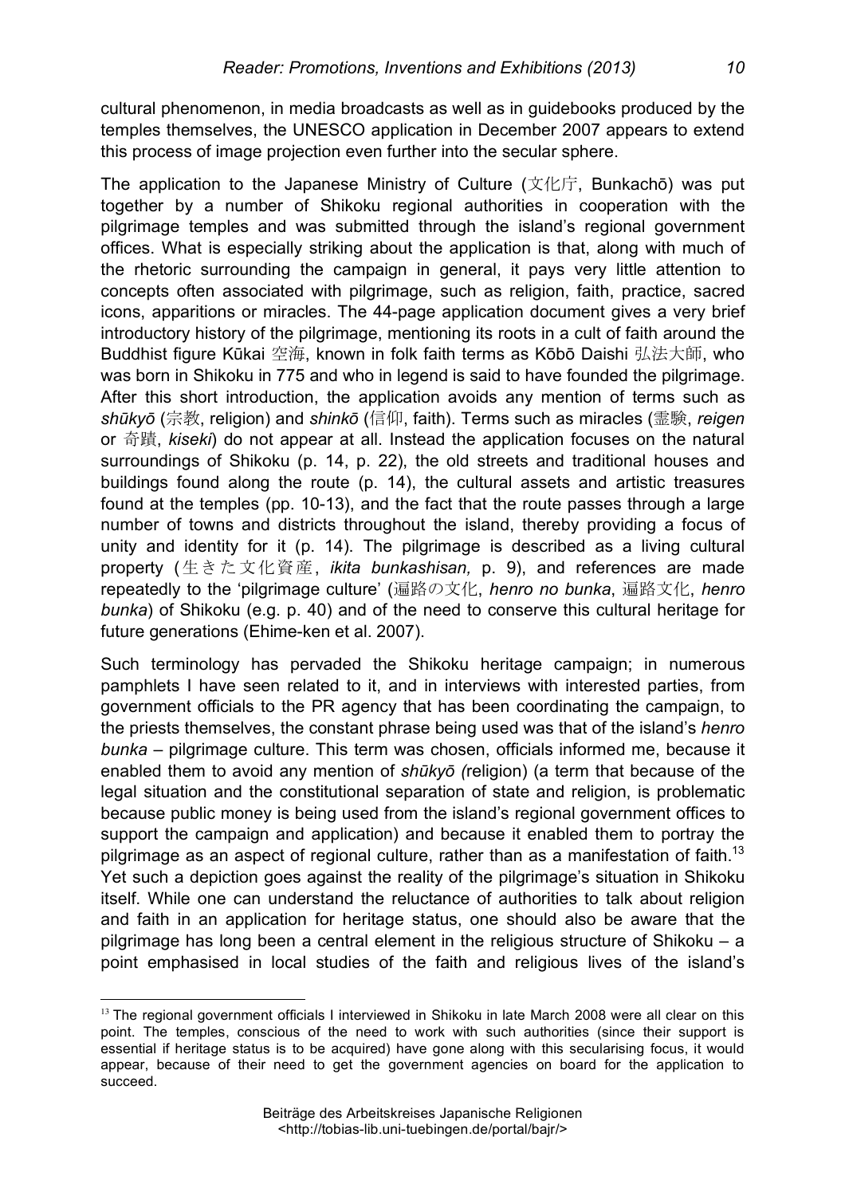cultural phenomenon, in media broadcasts as well as in guidebooks produced by the temples themselves, the UNESCO application in December 2007 appears to extend this process of image projection even further into the secular sphere.

The application to the Japanese Ministry of Culture (文化庁, Bunkachō) was put together by a number of Shikoku regional authorities in cooperation with the pilgrimage temples and was submitted through the island's regional government offices. What is especially striking about the application is that, along with much of the rhetoric surrounding the campaign in general, it pays very little attention to concepts often associated with pilgrimage, such as religion, faith, practice, sacred icons, apparitions or miracles. The 44-page application document gives a very brief introductory history of the pilgrimage, mentioning its roots in a cult of faith around the Buddhist figure Kūkai 空海, known in folk faith terms as Kōbō Daishi 弘法大師, who was born in Shikoku in 775 and who in legend is said to have founded the pilgrimage. After this short introduction, the application avoids any mention of terms such as *shūkyō* (宗教, religion) and *shinkō* (信仰, faith). Terms such as miracles (霊験, *reigen* or 奇蹟, *kiseki*) do not appear at all. Instead the application focuses on the natural surroundings of Shikoku (p. 14, p. 22), the old streets and traditional houses and buildings found along the route (p. 14), the cultural assets and artistic treasures found at the temples (pp. 10-13), and the fact that the route passes through a large number of towns and districts throughout the island, thereby providing a focus of unity and identity for it (p. 14). The pilgrimage is described as a living cultural property (生きた文化資産, *ikita bunkashisan,* p. 9), and references are made repeatedly to the 'pilgrimage culture' (遍路の文化, *henro no bunka*, 遍路文化, *henro bunka*) of Shikoku (e.g. p. 40) and of the need to conserve this cultural heritage for future generations (Ehime-ken et al. 2007).

Such terminology has pervaded the Shikoku heritage campaign; in numerous pamphlets I have seen related to it, and in interviews with interested parties, from government officials to the PR agency that has been coordinating the campaign, to the priests themselves, the constant phrase being used was that of the island's *henro bunka* – pilgrimage culture. This term was chosen, officials informed me, because it enabled them to avoid any mention of *shūkyō (*religion) (a term that because of the legal situation and the constitutional separation of state and religion, is problematic because public money is being used from the island's regional government offices to support the campaign and application) and because it enabled them to portray the pilgrimage as an aspect of regional culture, rather than as a manifestation of faith.[13] Yet such a depiction goes against the reality of the pilgrimage's situation in Shikoku itself. While one can understand the reluctance of authorities to talk about religion and faith in an application for heritage status, one should also be aware that the pilgrimage has long been a central element in the religious structure of Shikoku – a point emphasised in local studies of the faith and religious lives of the island's

[13] The regional government officials I interviewed in Shikoku in late March 2008 were all clear on this point. The temples, conscious of the need to work with such authorities (since their support is essential if heritage status is to be acquired) have gone along with this secularising focus, it would appear, because of their need to get the government agencies on board for the application to succeed.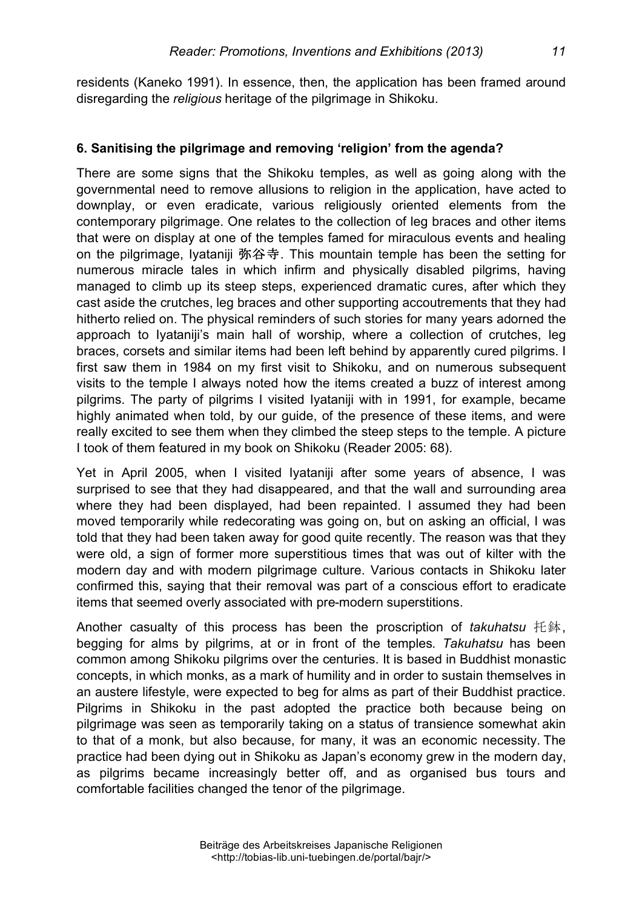residents (Kaneko 1991). In essence, then, the application has been framed around disregarding the *religious* heritage of the pilgrimage in Shikoku.

### 6. Sanitising the pilgrimage and removing 'religion' from the agenda?

There are some signs that the Shikoku temples, as well as going along with the governmental need to remove allusions to religion in the application, have acted to downplay, or even eradicate, various religiously oriented elements from the contemporary pilgrimage. One relates to the collection of leg braces and other items that were on display at one of the temples famed for miraculous events and healing on the pilgrimage, Iyataniji 弥谷寺. This mountain temple has been the setting for numerous miracle tales in which infirm and physically disabled pilgrims, having managed to climb up its steep steps, experienced dramatic cures, after which they cast aside the crutches, leg braces and other supporting accoutrements that they had hitherto relied on. The physical reminders of such stories for many years adorned the approach to Iyataniji's main hall of worship, where a collection of crutches, leg braces, corsets and similar items had been left behind by apparently cured pilgrims. I first saw them in 1984 on my first visit to Shikoku, and on numerous subsequent visits to the temple I always noted how the items created a buzz of interest among pilgrims. The party of pilgrims I visited Iyataniji with in 1991, for example, became highly animated when told, by our guide, of the presence of these items, and were really excited to see them when they climbed the steep steps to the temple. A picture I took of them featured in my book on Shikoku (Reader 2005: 68).

Yet in April 2005, when I visited Iyataniji after some years of absence, I was surprised to see that they had disappeared, and that the wall and surrounding area where they had been displayed, had been repainted. I assumed they had been moved temporarily while redecorating was going on, but on asking an official, I was told that they had been taken away for good quite recently. The reason was that they were old, a sign of former more superstitious times that was out of kilter with the modern day and with modern pilgrimage culture. Various contacts in Shikoku later confirmed this, saying that their removal was part of a conscious effort to eradicate items that seemed overly associated with pre-modern superstitions.

Another casualty of this process has been the proscription of *takuhatsu* 托鉢, begging for alms by pilgrims, at or in front of the temples. *Takuhatsu* has been common among Shikoku pilgrims over the centuries. It is based in Buddhist monastic concepts, in which monks, as a mark of humility and in order to sustain themselves in an austere lifestyle, were expected to beg for alms as part of their Buddhist practice. Pilgrims in Shikoku in the past adopted the practice both because being on pilgrimage was seen as temporarily taking on a status of transience somewhat akin to that of a monk, but also because, for many, it was an economic necessity. The practice had been dying out in Shikoku as Japan's economy grew in the modern day, as pilgrims became increasingly better off, and as organised bus tours and comfortable facilities changed the tenor of the pilgrimage.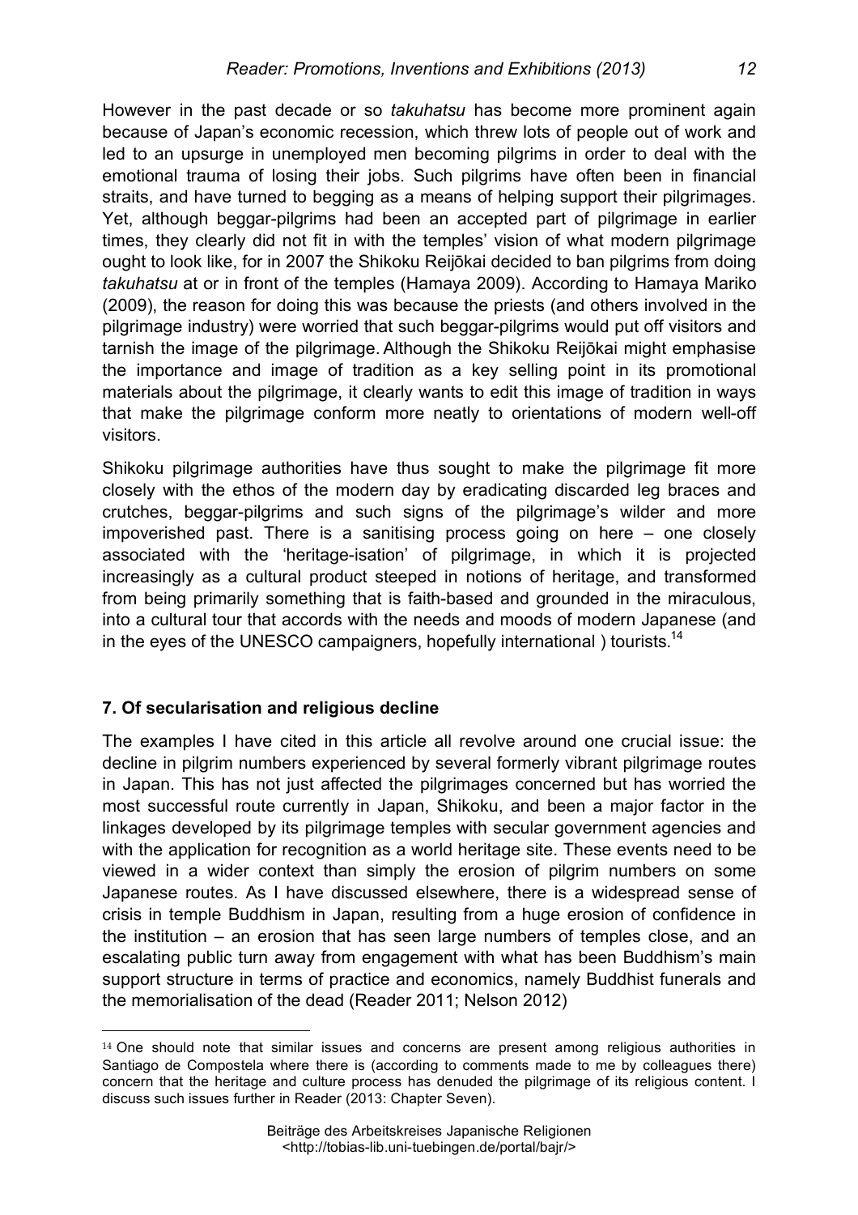However in the past decade or so *takuhatsu* has become more prominent again because of Japan's economic recession, which threw lots of people out of work and led to an upsurge in unemployed men becoming pilgrims in order to deal with the emotional trauma of losing their jobs. Such pilgrims have often been in financial straits, and have turned to begging as a means of helping support their pilgrimages. Yet, although beggar-pilgrims had been an accepted part of pilgrimage in earlier times, they clearly did not fit in with the temples' vision of what modern pilgrimage ought to look like, for in 2007 the Shikoku Reijōkai decided to ban pilgrims from doing *takuhatsu* at or in front of the temples (Hamaya 2009). According to Hamaya Mariko (2009), the reason for doing this was because the priests (and others involved in the pilgrimage industry) were worried that such beggar-pilgrims would put off visitors and tarnish the image of the pilgrimage. Although the Shikoku Reijōkai might emphasise the importance and image of tradition as a key selling point in its promotional materials about the pilgrimage, it clearly wants to edit this image of tradition in ways that make the pilgrimage conform more neatly to orientations of modern well-off visitors.

Shikoku pilgrimage authorities have thus sought to make the pilgrimage fit more closely with the ethos of the modern day by eradicating discarded leg braces and crutches, beggar-pilgrims and such signs of the pilgrimage's wilder and more impoverished past. There is a sanitising process going on here – one closely associated with the 'heritage-isation' of pilgrimage, in which it is projected increasingly as a cultural product steeped in notions of heritage, and transformed from being primarily something that is faith-based and grounded in the miraculous, into a cultural tour that accords with the needs and moods of modern Japanese (and in the eyes of the UNESCO campaigners, hopefully international ) tourists.[14]

## 7. Of secularisation and religious decline

The examples I have cited in this article all revolve around one crucial issue: the decline in pilgrim numbers experienced by several formerly vibrant pilgrimage routes in Japan. This has not just affected the pilgrimages concerned but has worried the most successful route currently in Japan, Shikoku, and been a major factor in the linkages developed by its pilgrimage temples with secular government agencies and with the application for recognition as a world heritage site. These events need to be viewed in a wider context than simply the erosion of pilgrim numbers on some Japanese routes. As I have discussed elsewhere, there is a widespread sense of crisis in temple Buddhism in Japan, resulting from a huge erosion of confidence in the institution – an erosion that has seen large numbers of temples close, and an escalating public turn away from engagement with what has been Buddhism's main support structure in terms of practice and economics, namely Buddhist funerals and the memorialisation of the dead (Reader 2011; Nelson 2012)

[14] One should note that similar issues and concerns are present among religious authorities in Santiago de Compostela where there is (according to comments made to me by colleagues there) concern that the heritage and culture process has denuded the pilgrimage of its religious content. I discuss such issues further in Reader (2013: Chapter Seven).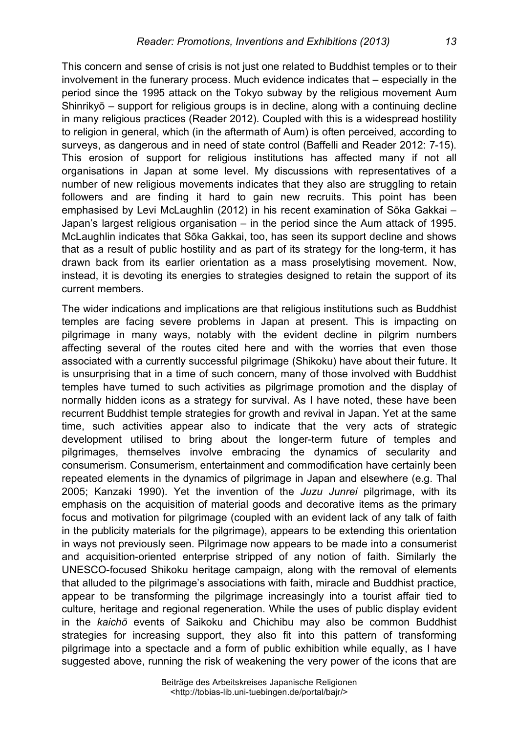This concern and sense of crisis is not just one related to Buddhist temples or to their involvement in the funerary process. Much evidence indicates that – especially in the period since the 1995 attack on the Tokyo subway by the religious movement Aum Shinrikyō – support for religious groups is in decline, along with a continuing decline in many religious practices (Reader 2012). Coupled with this is a widespread hostility to religion in general, which (in the aftermath of Aum) is often perceived, according to surveys, as dangerous and in need of state control (Baffelli and Reader 2012: 7-15). This erosion of support for religious institutions has affected many if not all organisations in Japan at some level. My discussions with representatives of a number of new religious movements indicates that they also are struggling to retain followers and are finding it hard to gain new recruits. This point has been emphasised by Levi McLaughlin (2012) in his recent examination of Sōka Gakkai – Japan's largest religious organisation – in the period since the Aum attack of 1995. McLaughlin indicates that Sōka Gakkai, too, has seen its support decline and shows that as a result of public hostility and as part of its strategy for the long-term, it has drawn back from its earlier orientation as a mass proselytising movement. Now, instead, it is devoting its energies to strategies designed to retain the support of its current members.

The wider indications and implications are that religious institutions such as Buddhist temples are facing severe problems in Japan at present. This is impacting on pilgrimage in many ways, notably with the evident decline in pilgrim numbers affecting several of the routes cited here and with the worries that even those associated with a currently successful pilgrimage (Shikoku) have about their future. It is unsurprising that in a time of such concern, many of those involved with Buddhist temples have turned to such activities as pilgrimage promotion and the display of normally hidden icons as a strategy for survival. As I have noted, these have been recurrent Buddhist temple strategies for growth and revival in Japan. Yet at the same time, such activities appear also to indicate that the very acts of strategic development utilised to bring about the longer-term future of temples and pilgrimages, themselves involve embracing the dynamics of secularity and consumerism. Consumerism, entertainment and commodification have certainly been repeated elements in the dynamics of pilgrimage in Japan and elsewhere (e.g. Thal 2005; Kanzaki 1990). Yet the invention of the *Juzu Junrei* pilgrimage, with its emphasis on the acquisition of material goods and decorative items as the primary focus and motivation for pilgrimage (coupled with an evident lack of any talk of faith in the publicity materials for the pilgrimage), appears to be extending this orientation in ways not previously seen. Pilgrimage now appears to be made into a consumerist and acquisition-oriented enterprise stripped of any notion of faith. Similarly the UNESCO-focused Shikoku heritage campaign, along with the removal of elements that alluded to the pilgrimage's associations with faith, miracle and Buddhist practice, appear to be transforming the pilgrimage increasingly into a tourist affair tied to culture, heritage and regional regeneration. While the uses of public display evident in the *kaichō* events of Saikoku and Chichibu may also be common Buddhist strategies for increasing support, they also fit into this pattern of transforming pilgrimage into a spectacle and a form of public exhibition while equally, as I have suggested above, running the risk of weakening the very power of the icons that are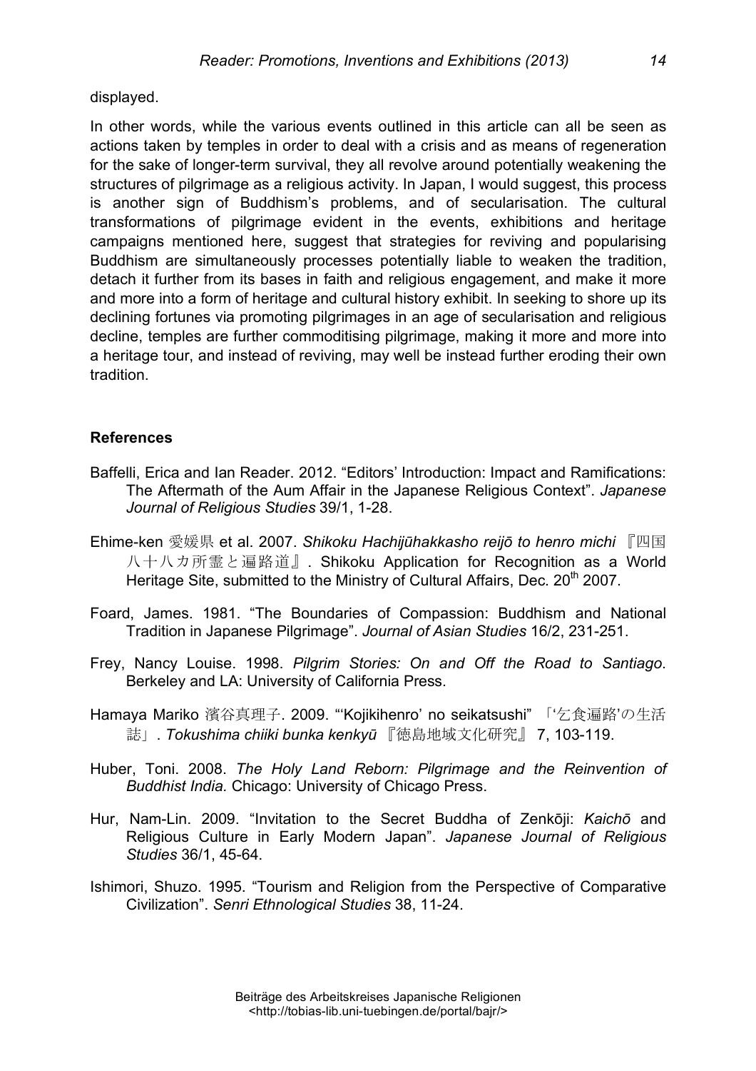displayed.

In other words, while the various events outlined in this article can all be seen as actions taken by temples in order to deal with a crisis and as means of regeneration for the sake of longer-term survival, they all revolve around potentially weakening the structures of pilgrimage as a religious activity. In Japan, I would suggest, this process is another sign of Buddhism's problems, and of secularisation. The cultural transformations of pilgrimage evident in the events, exhibitions and heritage campaigns mentioned here, suggest that strategies for reviving and popularising Buddhism are simultaneously processes potentially liable to weaken the tradition, detach it further from its bases in faith and religious engagement, and make it more and more into a form of heritage and cultural history exhibit. In seeking to shore up its declining fortunes via promoting pilgrimages in an age of secularisation and religious decline, temples are further commoditising pilgrimage, making it more and more into a heritage tour, and instead of reviving, may well be instead further eroding their own tradition.

## References

Baffelli, Erica and Ian Reader. 2012. "Editors' Introduction: Impact and Ramifications: The Aftermath of the Aum Affair in the Japanese Religious Context". *Japanese Journal of Religious Studies* 39/1, 1-28.

Ehime-ken 愛媛県 et al. 2007. *Shikoku Hachijūhakkasho reijō to henro michi* 『四国八十八カ所霊と遍路道』. Shikoku Application for Recognition as a World Heritage Site, submitted to the Ministry of Cultural Affairs, Dec. 20th 2007.

Foard, James. 1981. "The Boundaries of Compassion: Buddhism and National Tradition in Japanese Pilgrimage". *Journal of Asian Studies* 16/2, 231-251.

Frey, Nancy Louise. 1998. *Pilgrim Stories: On and Off the Road to Santiago*. Berkeley and LA: University of California Press.

Hamaya Mariko 濱谷真理子. 2009. "'Kojikihenro' no seikatsushi" 「'乞食遍路'の生活誌」. *Tokushima chiiki bunka kenkyū* 『徳島地域文化研究』 7, 103-119.

Huber, Toni. 2008. *The Holy Land Reborn: Pilgrimage and the Reinvention of Buddhist India.* Chicago: University of Chicago Press.

Hur, Nam-Lin. 2009. "Invitation to the Secret Buddha of Zenkōji: *Kaichō* and Religious Culture in Early Modern Japan". *Japanese Journal of Religious Studies* 36/1, 45-64.

Ishimori, Shuzo. 1995. "Tourism and Religion from the Perspective of Comparative Civilization". *Senri Ethnological Studies* 38, 11-24.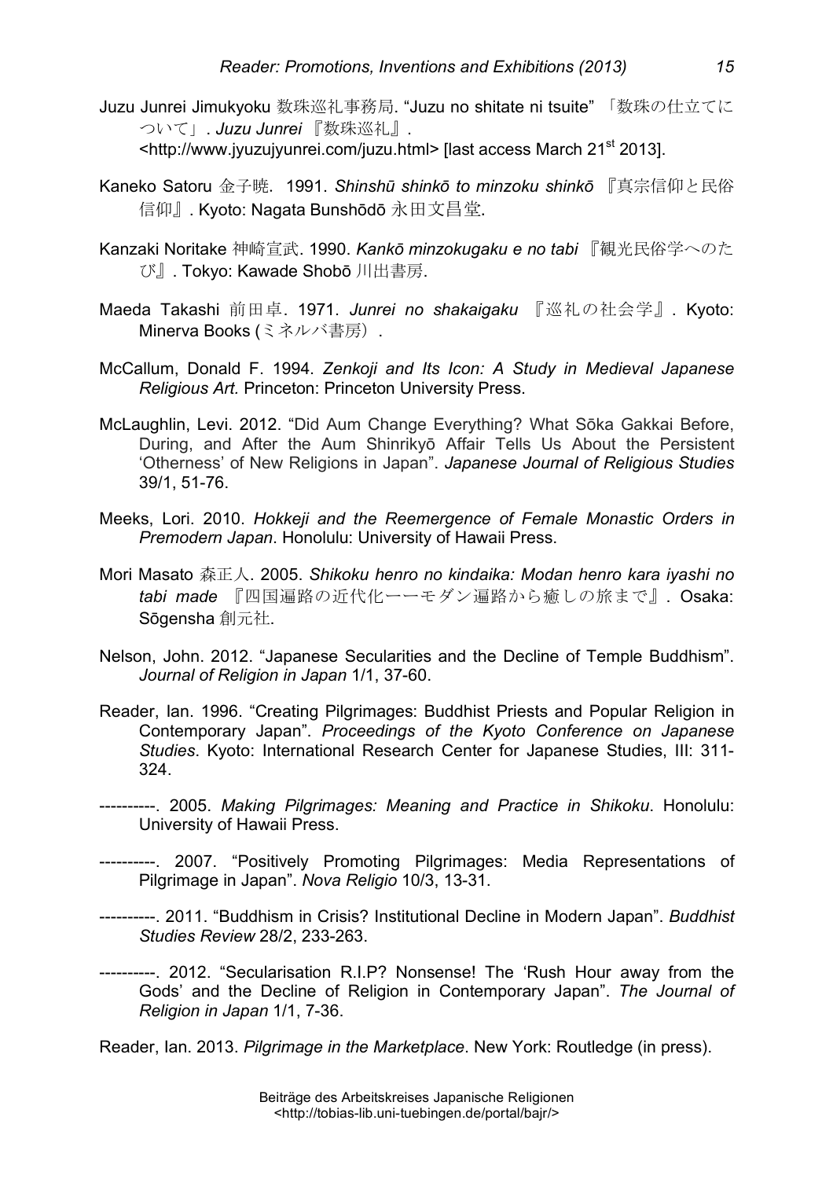Juzu Junrei Jimukyoku 数珠巡礼事務局. “Juzu no shitate ni tsuite” 「数珠の仕立てについて」. *Juzu Junrei* 『数珠巡礼』. <http://www.jyuzujyunrei.com/juzu.html> [last access March 21st 2013].

Kaneko Satoru 金子暁. 1991. *Shinshū shinkō to minzoku shinkō* 『真宗信仰と民俗信仰』. Kyoto: Nagata Bunshōdō 永田文昌堂.

Kanzaki Noritake 神崎宣武. 1990. *Kankō minzokugaku e no tabi* 『観光民俗学へのたび』. Tokyo: Kawade Shobō 川出書房.

Maeda Takashi 前田卓. 1971. *Junrei no shakaigaku* 『巡礼の社会学』. Kyoto: Minerva Books (ミネルバ書房).

McCallum, Donald F. 1994. *Zenkoji and Its Icon: A Study in Medieval Japanese Religious Art.* Princeton: Princeton University Press.

McLaughlin, Levi. 2012. “Did Aum Change Everything? What Sōka Gakkai Before, During, and After the Aum Shinrikyō Affair Tells Us About the Persistent ‘Otherness’ of New Religions in Japan”. *Japanese Journal of Religious Studies* 39/1, 51-76.

Meeks, Lori. 2010. *Hokkeji and the Reemergence of Female Monastic Orders in Premodern Japan*. Honolulu: University of Hawaii Press.

Mori Masato 森正人. 2005. *Shikoku henro no kindaika: Modan henro kara iyashi no tabi made* 『四国遍路の近代化ーーモダン遍路から癒しの旅まで』. Osaka: Sōgensha 創元社.

Nelson, John. 2012. “Japanese Secularities and the Decline of Temple Buddhism”. *Journal of Religion in Japan* 1/1, 37-60.

Reader, Ian. 1996. “Creating Pilgrimages: Buddhist Priests and Popular Religion in Contemporary Japan”. *Proceedings of the Kyoto Conference on Japanese Studies*. Kyoto: International Research Center for Japanese Studies, III: 311-324.

----------. 2005. *Making Pilgrimages: Meaning and Practice in Shikoku*. Honolulu: University of Hawaii Press.

----------. 2007. “Positively Promoting Pilgrimages: Media Representations of Pilgrimage in Japan”. *Nova Religio* 10/3, 13-31.

----------. 2011. “Buddhism in Crisis? Institutional Decline in Modern Japan”. *Buddhist Studies Review* 28/2, 233-263.

----------. 2012. “Secularisation R.I.P? Nonsense! The ‘Rush Hour away from the Gods’ and the Decline of Religion in Contemporary Japan”. *The Journal of Religion in Japan* 1/1, 7-36.

Reader, Ian. 2013. *Pilgrimage in the Marketplace*. New York: Routledge (in press).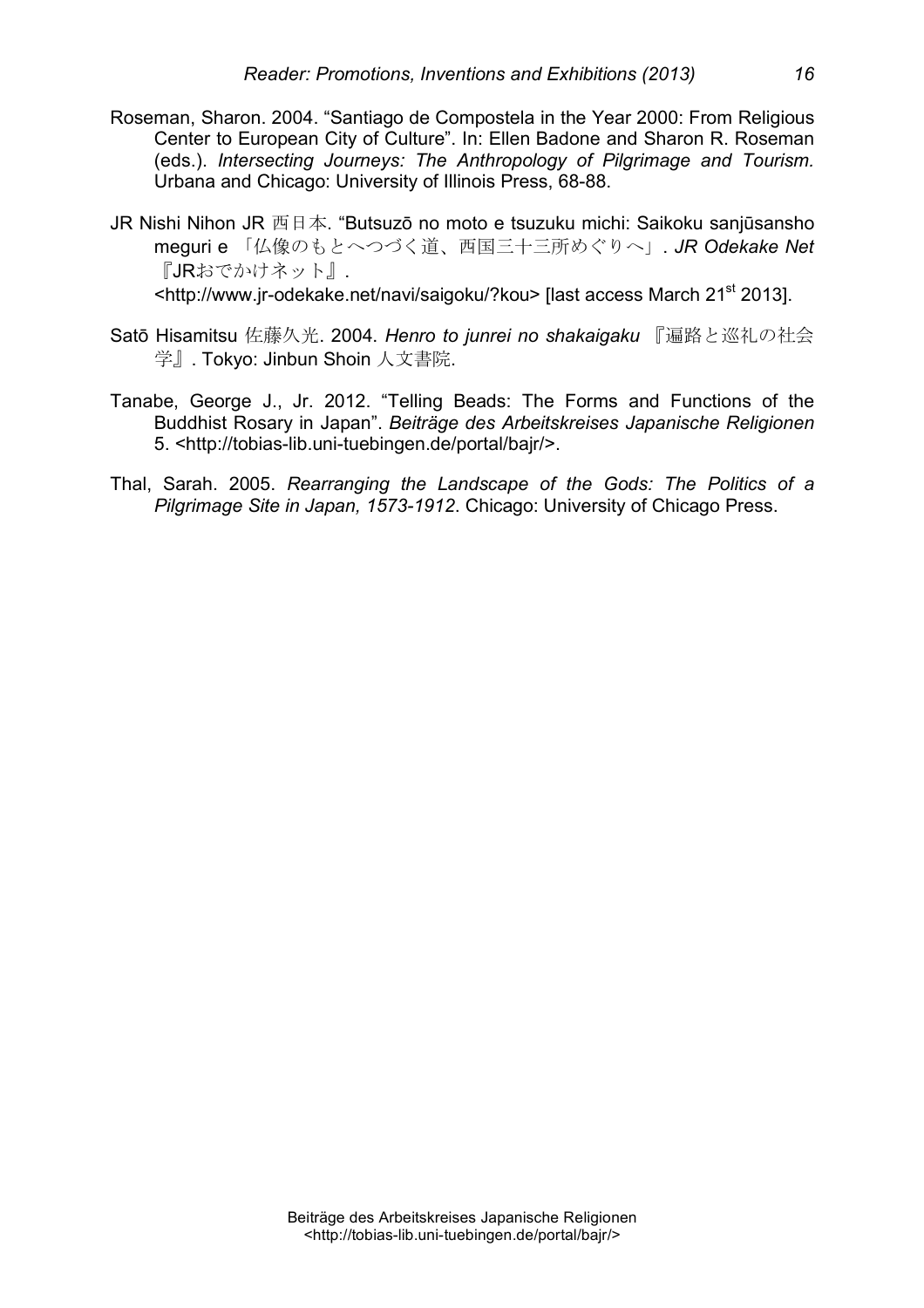Roseman, Sharon. 2004. "Santiago de Compostela in the Year 2000: From Religious Center to European City of Culture". In: Ellen Badone and Sharon R. Roseman (eds.). *Intersecting Journeys: The Anthropology of Pilgrimage and Tourism*. Urbana and Chicago: University of Illinois Press, 68-88.

JR Nishi Nihon JR 西日本. "Butsuzō no moto e tsuzuku michi: Saikoku sanjūsansho meguri e 「仏像のもとへつづく道、西国三十三所めぐりへ」. *JR Odekake Net* 『JRおでかけネット』. <http://www.jr-odekake.net/navi/saigoku/?kou> [last access March 21st 2013].

Satō Hisamitsu 佐藤久光. 2004. *Henro to junrei no shakaigaku* 『遍路と巡礼の社会学』. Tokyo: Jinbun Shoin 人文書院.

Tanabe, George J., Jr. 2012. "Telling Beads: The Forms and Functions of the Buddhist Rosary in Japan". *Beiträge des Arbeitskreises Japanische Religionen* 5. <http://tobias-lib.uni-tuebingen.de/portal/bajr/>.

Thal, Sarah. 2005. *Rearranging the Landscape of the Gods: The Politics of a Pilgrimage Site in Japan, 1573-1912*. Chicago: University of Chicago Press.